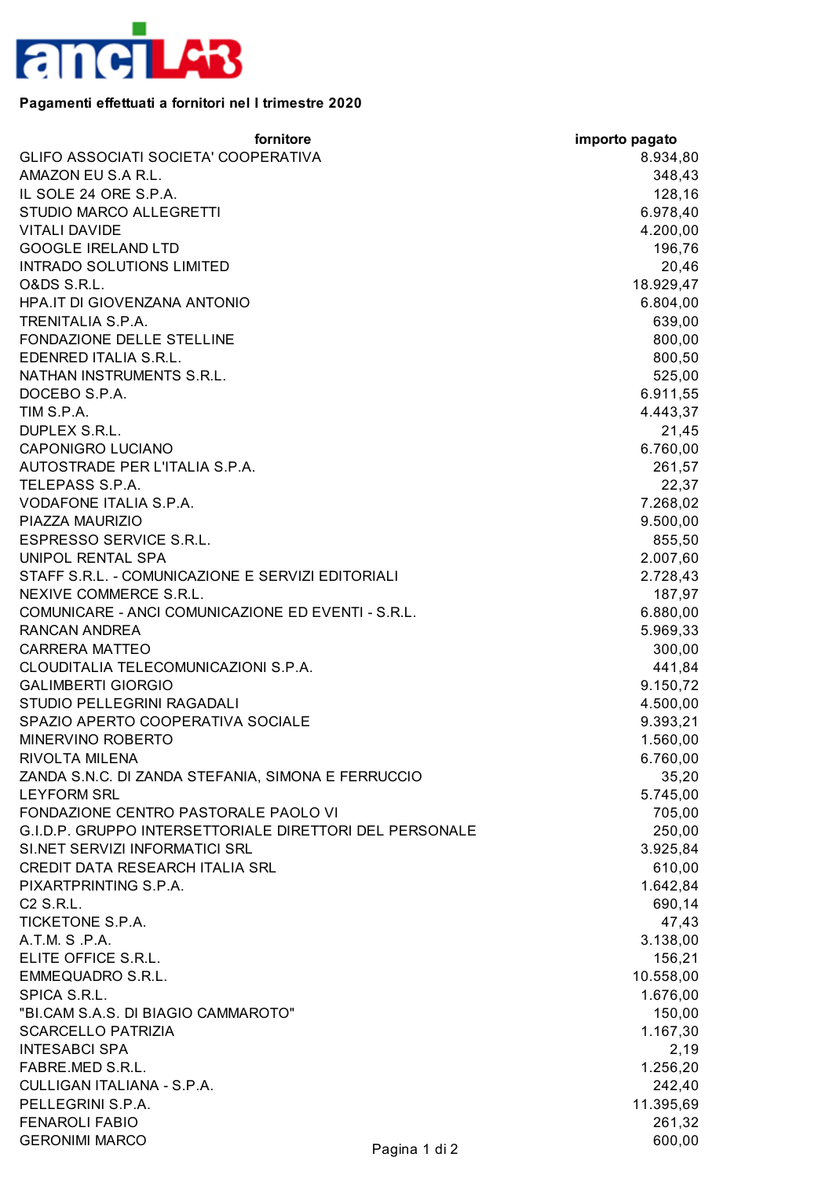**Pagamenti effettuati a fornitori nel I trimestre 2020**

| fornitore | importo pagato |
|---|---:|
| GLIFO ASSOCIATI SOCIETA' COOPERATIVA | 8.934,80 |
| AMAZON EU S.A R.L. | 348,43 |
| IL SOLE 24 ORE S.P.A. | 128,16 |
| STUDIO MARCO ALLEGRETTI | 6.978,40 |
| VITALI DAVIDE | 4.200,00 |
| GOOGLE IRELAND LTD | 196,76 |
| INTRADO SOLUTIONS LIMITED | 20,46 |
| O&DS S.R.L. | 18.929,47 |
| HPA.IT DI GIOVENZANA ANTONIO | 6.804,00 |
| TRENITALIA S.P.A. | 639,00 |
| FONDAZIONE DELLE STELLINE | 800,00 |
| EDENRED ITALIA S.R.L. | 800,50 |
| NATHAN INSTRUMENTS S.R.L. | 525,00 |
| DOCEBO S.P.A. | 6.911,55 |
| TIM S.P.A. | 4.443,37 |
| DUPLEX S.R.L. | 21,45 |
| CAPONIGRO LUCIANO | 6.760,00 |
| AUTOSTRADE PER L'ITALIA S.P.A. | 261,57 |
| TELEPASS S.P.A. | 22,37 |
| VODAFONE ITALIA S.P.A. | 7.268,02 |
| PIAZZA MAURIZIO | 9.500,00 |
| ESPRESSO SERVICE S.R.L. | 855,50 |
| UNIPOL RENTAL SPA | 2.007,60 |
| STAFF S.R.L. - COMUNICAZIONE E SERVIZI EDITORIALI | 2.728,43 |
| NEXIVE COMMERCE S.R.L. | 187,97 |
| COMUNICARE - ANCI COMUNICAZIONE ED EVENTI - S.R.L. | 6.880,00 |
| RANCAN ANDREA | 5.969,33 |
| CARRERA MATTEO | 300,00 |
| CLOUDITALIA TELECOMUNICAZIONI S.P.A. | 441,84 |
| GALIMBERTI GIORGIO | 9.150,72 |
| STUDIO PELLEGRINI RAGADALI | 4.500,00 |
| SPAZIO APERTO COOPERATIVA SOCIALE | 9.393,21 |
| MINERVINO ROBERTO | 1.560,00 |
| RIVOLTA MILENA | 6.760,00 |
| ZANDA S.N.C. DI ZANDA STEFANIA, SIMONA E FERRUCCIO | 35,20 |
| LEYFORM SRL | 5.745,00 |
| FONDAZIONE CENTRO PASTORALE PAOLO VI | 705,00 |
| G.I.D.P. GRUPPO INTERSETTORIALE DIRETTORI DEL PERSONALE | 250,00 |
| SI.NET SERVIZI INFORMATICI SRL | 3.925,84 |
| CREDIT DATA RESEARCH ITALIA SRL | 610,00 |
| PIXARTPRINTING S.P.A. | 1.642,84 |
| C2 S.R.L. | 690,14 |
| TICKETONE S.P.A. | 47,43 |
| A.T.M. S .P.A. | 3.138,00 |
| ELITE OFFICE S.R.L. | 156,21 |
| EMMEQUADRO S.R.L. | 10.558,00 |
| SPICA S.R.L. | 1.676,00 |
| "BI.CAM S.A.S. DI BIAGIO CAMMAROTO" | 150,00 |
| SCARCELLO PATRIZIA | 1.167,30 |
| INTESABCI SPA | 2,19 |
| FABRE.MED S.R.L. | 1.256,20 |
| CULLIGAN ITALIANA - S.P.A. | 242,40 |
| PELLEGRINI S.P.A. | 11.395,69 |
| FENAROLI FABIO | 261,32 |
| GERONIMI MARCO | 600,00 |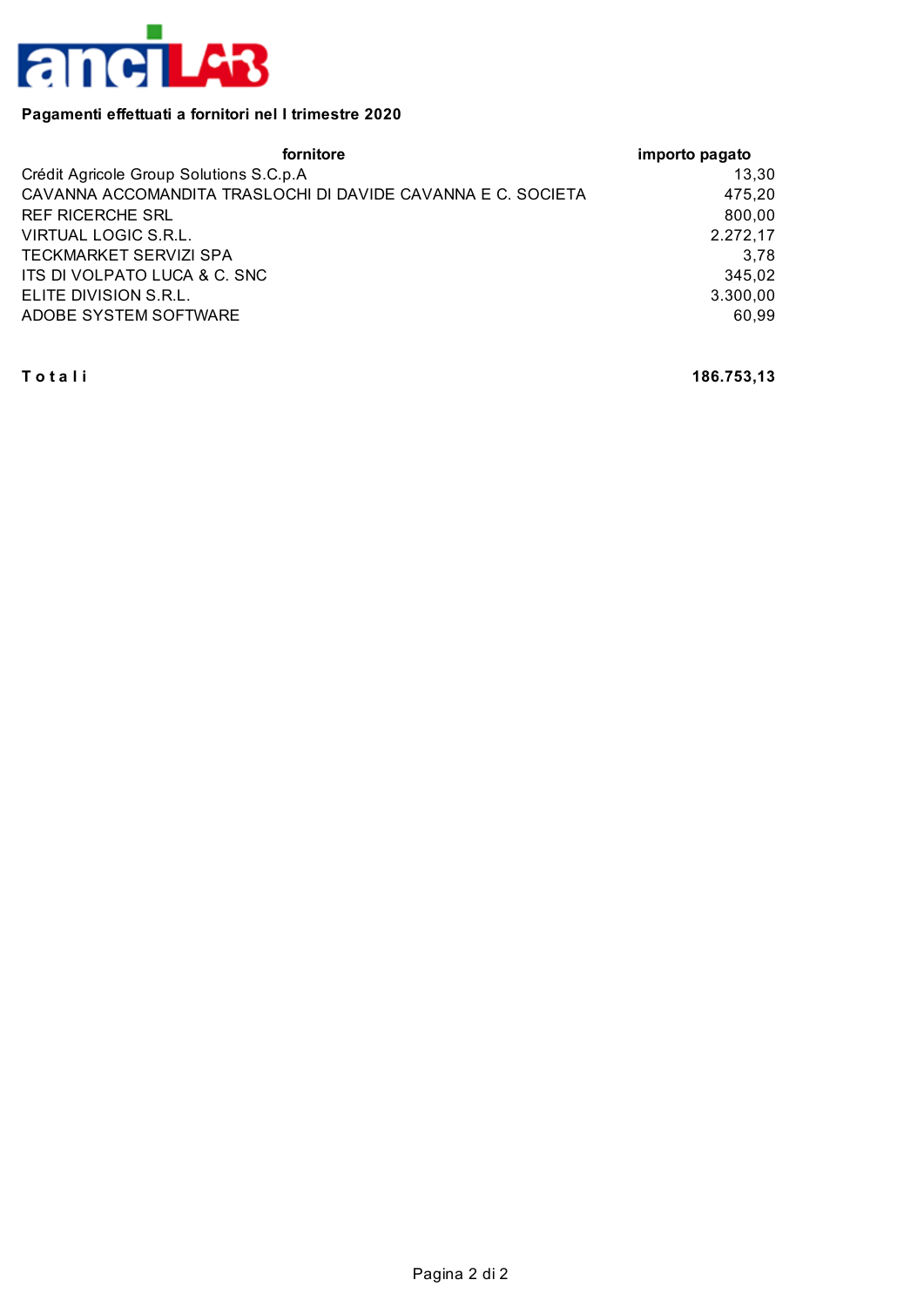**Pagamenti effettuati a fornitori nel I trimestre 2020**

| fornitore | importo pagato |
|---|---|
| Crédit Agricole Group Solutions S.C.p.A | 13,30 |
| CAVANNA ACCOMANDITA TRASLOCHI DI DAVIDE CAVANNA E C. SOCIETA | 475,20 |
| REF RICERCHE SRL | 800,00 |
| VIRTUAL LOGIC S.R.L. | 2.272,17 |
| TECKMARKET SERVIZI SPA | 3,78 |
| ITS DI VOLPATO LUCA & C. SNC | 345,02 |
| ELITE DIVISION S.R.L. | 3.300,00 |
| ADOBE SYSTEM SOFTWARE | 60,99 |
| **T o t a l i** | **186.753,13** |